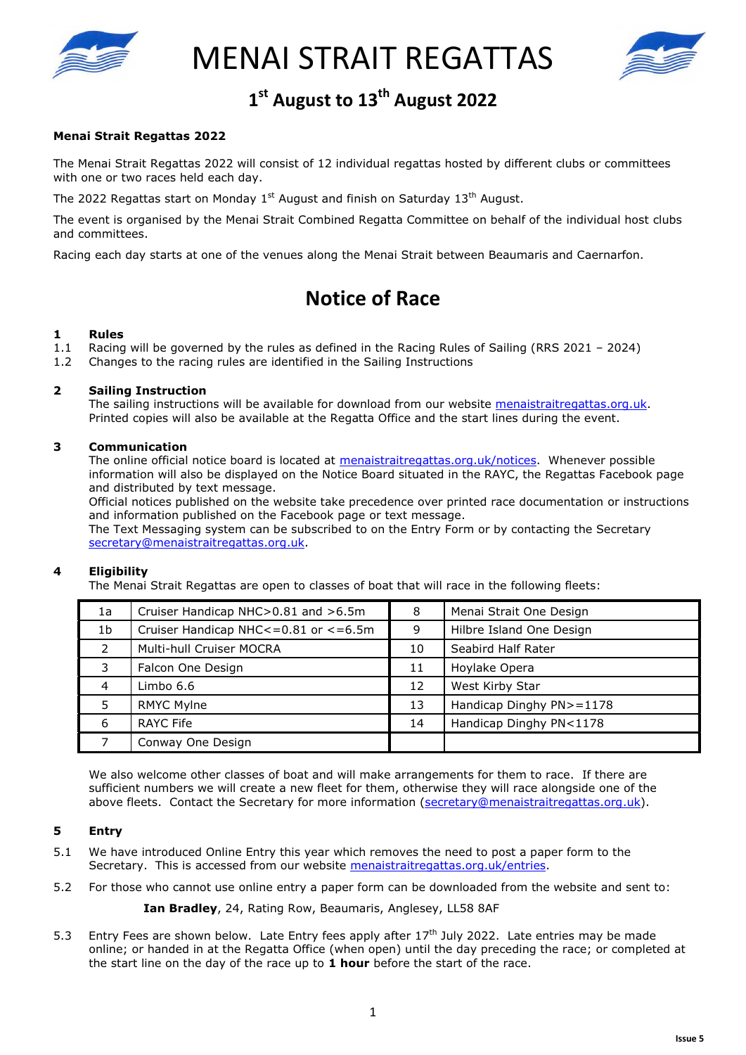# MENAI STRAIT REGATTAS

## 1st August to 13th August 2022

**Menai Strait Regattas 2022**

The Menai Strait Regattas 2022 will consist of 12 individual regattas hosted by different clubs or committees with one or two races held each day.

The 2022 Regattas start on Monday 1st August and finish on Saturday 13th August.

The event is organised by the Menai Strait Combined Regatta Committee on behalf of the individual host clubs and committees.

Racing each day starts at one of the venues along the Menai Strait between Beaumaris and Caernarfon.

## Notice of Race

**1 Rules**

1.1 Racing will be governed by the rules as defined in the Racing Rules of Sailing (RRS 2021 – 2024)

1.2 Changes to the racing rules are identified in the Sailing Instructions

**2 Sailing Instruction**

The sailing instructions will be available for download from our website menaistraitregattas.org.uk. Printed copies will also be available at the Regatta Office and the start lines during the event.

**3 Communication**

The online official notice board is located at menaistraitregattas.org.uk/notices. Whenever possible information will also be displayed on the Notice Board situated in the RAYC, the Regattas Facebook page and distributed by text message.

Official notices published on the website take precedence over printed race documentation or instructions and information published on the Facebook page or text message.

The Text Messaging system can be subscribed to on the Entry Form or by contacting the Secretary secretary@menaistraitregattas.org.uk.

**4 Eligibility**

The Menai Strait Regattas are open to classes of boat that will race in the following fleets:

| | | | |
|---|---|---|---|
| 1a | Cruiser Handicap NHC>0.81 and >6.5m | 8 | Menai Strait One Design |
| 1b | Cruiser Handicap NHC<=0.81 or <=6.5m | 9 | Hilbre Island One Design |
| 2 | Multi-hull Cruiser MOCRA | 10 | Seabird Half Rater |
| 3 | Falcon One Design | 11 | Hoylake Opera |
| 4 | Limbo 6.6 | 12 | West Kirby Star |
| 5 | RMYC Mylne | 13 | Handicap Dinghy PN>=1178 |
| 6 | RAYC Fife | 14 | Handicap Dinghy PN<1178 |
| 7 | Conway One Design | | |

We also welcome other classes of boat and will make arrangements for them to race. If there are sufficient numbers we will create a new fleet for them, otherwise they will race alongside one of the above fleets. Contact the Secretary for more information (secretary@menaistraitregattas.org.uk).

**5 Entry**

5.1 We have introduced Online Entry this year which removes the need to post a paper form to the Secretary. This is accessed from our website menaistraitregattas.org.uk/entries.

5.2 For those who cannot use online entry a paper form can be downloaded from the website and sent to:

**Ian Bradley**, 24, Rating Row, Beaumaris, Anglesey, LL58 8AF

5.3 Entry Fees are shown below. Late Entry fees apply after 17th July 2022. Late entries may be made online; or handed in at the Regatta Office (when open) until the day preceding the race; or completed at the start line on the day of the race up to **1 hour** before the start of the race.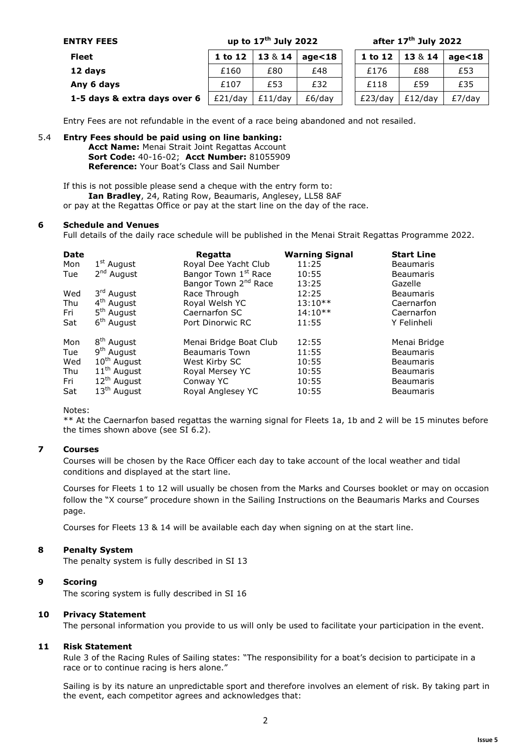**ENTRY FEES**

| Fleet | up to 17th July 2022 | | | after 17th July 2022 | | |
|---|---|---|---|---|---|---|
| | 1 to 12 | 13 & 14 | age<18 | 1 to 12 | 13 & 14 | age<18 |
| 12 days | £160 | £80 | £48 | £176 | £88 | £53 |
| Any 6 days | £107 | £53 | £32 | £118 | £59 | £35 |
| 1-5 days & extra days over 6 | £21/day | £11/day | £6/day | £23/day | £12/day | £7/day |

Entry Fees are not refundable in the event of a race being abandoned and not resailed.

5.4 **Entry Fees should be paid using on line banking:**
**Acct Name:** Menai Strait Joint Regattas Account
**Sort Code:** 40-16-02; **Acct Number:** 81055909
**Reference:** Your Boat's Class and Sail Number

If this is not possible please send a cheque with the entry form to:
**Ian Bradley**, 24, Rating Row, Beaumaris, Anglesey, LL58 8AF
or pay at the Regattas Office or pay at the start line on the day of the race.

## 6 Schedule and Venues

Full details of the daily race schedule will be published in the Menai Strait Regattas Programme 2022.

| Date | | Regatta | Warning Signal | Start Line |
|---|---|---|---|---|
| Mon | 1st August | Royal Dee Yacht Club | 11:25 | Beaumaris |
| Tue | 2nd August | Bangor Town 1st Race | 10:55 | Beaumaris |
| | | Bangor Town 2nd Race | 13:25 | Gazelle |
| Wed | 3rd August | Race Through | 12:25 | Beaumaris |
| Thu | 4th August | Royal Welsh YC | 13:10** | Caernarfon |
| Fri | 5th August | Caernarfon SC | 14:10** | Caernarfon |
| Sat | 6th August | Port Dinorwic RC | 11:55 | Y Felinheli |
| Mon | 8th August | Menai Bridge Boat Club | 12:55 | Menai Bridge |
| Tue | 9th August | Beaumaris Town | 11:55 | Beaumaris |
| Wed | 10th August | West Kirby SC | 10:55 | Beaumaris |
| Thu | 11th August | Royal Mersey YC | 10:55 | Beaumaris |
| Fri | 12th August | Conway YC | 10:55 | Beaumaris |
| Sat | 13th August | Royal Anglesey YC | 10:55 | Beaumaris |

Notes:
** At the Caernarfon based regattas the warning signal for Fleets 1a, 1b and 2 will be 15 minutes before the times shown above (see SI 6.2).

## 7 Courses

Courses will be chosen by the Race Officer each day to take account of the local weather and tidal conditions and displayed at the start line.

Courses for Fleets 1 to 12 will usually be chosen from the Marks and Courses booklet or may on occasion follow the "X course" procedure shown in the Sailing Instructions on the Beaumaris Marks and Courses page.

Courses for Fleets 13 & 14 will be available each day when signing on at the start line.

## 8 Penalty System

The penalty system is fully described in SI 13

## 9 Scoring

The scoring system is fully described in SI 16

## 10 Privacy Statement

The personal information you provide to us will only be used to facilitate your participation in the event.

## 11 Risk Statement

Rule 3 of the Racing Rules of Sailing states: "The responsibility for a boat's decision to participate in a race or to continue racing is hers alone."

Sailing is by its nature an unpredictable sport and therefore involves an element of risk. By taking part in the event, each competitor agrees and acknowledges that: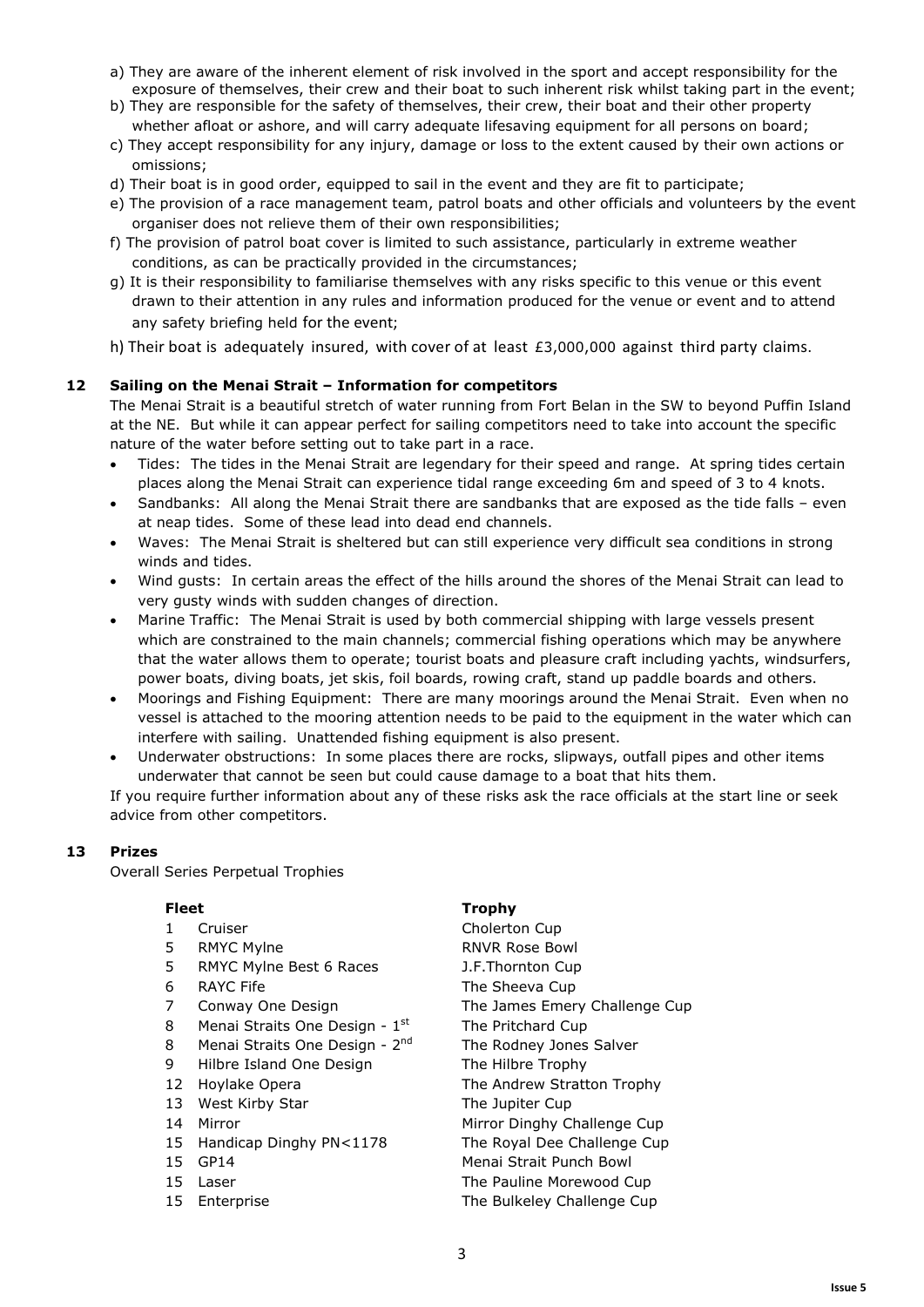a) They are aware of the inherent element of risk involved in the sport and accept responsibility for the exposure of themselves, their crew and their boat to such inherent risk whilst taking part in the event;
b) They are responsible for the safety of themselves, their crew, their boat and their other property whether afloat or ashore, and will carry adequate lifesaving equipment for all persons on board;
c) They accept responsibility for any injury, damage or loss to the extent caused by their own actions or omissions;
d) Their boat is in good order, equipped to sail in the event and they are fit to participate;
e) The provision of a race management team, patrol boats and other officials and volunteers by the event organiser does not relieve them of their own responsibilities;
f) The provision of patrol boat cover is limited to such assistance, particularly in extreme weather conditions, as can be practically provided in the circumstances;
g) It is their responsibility to familiarise themselves with any risks specific to this venue or this event drawn to their attention in any rules and information produced for the venue or event and to attend any safety briefing held for the event;
h) Their boat is adequately insured, with cover of at least £3,000,000 against third party claims.

## 12 Sailing on the Menai Strait – Information for competitors

The Menai Strait is a beautiful stretch of water running from Fort Belan in the SW to beyond Puffin Island at the NE. But while it can appear perfect for sailing competitors need to take into account the specific nature of the water before setting out to take part in a race.

- Tides: The tides in the Menai Strait are legendary for their speed and range. At spring tides certain places along the Menai Strait can experience tidal range exceeding 6m and speed of 3 to 4 knots.
- Sandbanks: All along the Menai Strait there are sandbanks that are exposed as the tide falls – even at neap tides. Some of these lead into dead end channels.
- Waves: The Menai Strait is sheltered but can still experience very difficult sea conditions in strong winds and tides.
- Wind gusts: In certain areas the effect of the hills around the shores of the Menai Strait can lead to very gusty winds with sudden changes of direction.
- Marine Traffic: The Menai Strait is used by both commercial shipping with large vessels present which are constrained to the main channels; commercial fishing operations which may be anywhere that the water allows them to operate; tourist boats and pleasure craft including yachts, windsurfers, power boats, diving boats, jet skis, foil boards, rowing craft, stand up paddle boards and others.
- Moorings and Fishing Equipment: There are many moorings around the Menai Strait. Even when no vessel is attached to the mooring attention needs to be paid to the equipment in the water which can interfere with sailing. Unattended fishing equipment is also present.
- Underwater obstructions: In some places there are rocks, slipways, outfall pipes and other items underwater that cannot be seen but could cause damage to a boat that hits them.

If you require further information about any of these risks ask the race officials at the start line or seek advice from other competitors.

## 13 Prizes

Overall Series Perpetual Trophies

| Fleet | | Trophy |
|---|---|---|
| 1 | Cruiser | Cholerton Cup |
| 5 | RMYC Mylne | RNVR Rose Bowl |
| 5 | RMYC Mylne Best 6 Races | J.F.Thornton Cup |
| 6 | RAYC Fife | The Sheeva Cup |
| 7 | Conway One Design | The James Emery Challenge Cup |
| 8 | Menai Straits One Design - 1st | The Pritchard Cup |
| 8 | Menai Straits One Design - 2nd | The Rodney Jones Salver |
| 9 | Hilbre Island One Design | The Hilbre Trophy |
| 12 | Hoylake Opera | The Andrew Stratton Trophy |
| 13 | West Kirby Star | The Jupiter Cup |
| 14 | Mirror | Mirror Dinghy Challenge Cup |
| 15 | Handicap Dinghy PN<1178 | The Royal Dee Challenge Cup |
| 15 | GP14 | Menai Strait Punch Bowl |
| 15 | Laser | The Pauline Morewood Cup |
| 15 | Enterprise | The Bulkeley Challenge Cup |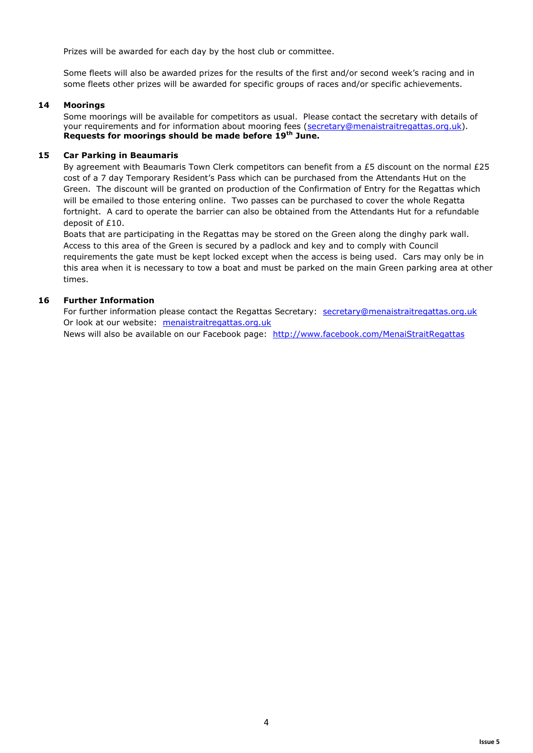Prizes will be awarded for each day by the host club or committee.

Some fleets will also be awarded prizes for the results of the first and/or second week's racing and in some fleets other prizes will be awarded for specific groups of races and/or specific achievements.

## 14 Moorings

Some moorings will be available for competitors as usual. Please contact the secretary with details of your requirements and for information about mooring fees (secretary@menaistraitregattas.org.uk). **Requests for moorings should be made before 19th June.**

## 15 Car Parking in Beaumaris

By agreement with Beaumaris Town Clerk competitors can benefit from a £5 discount on the normal £25 cost of a 7 day Temporary Resident's Pass which can be purchased from the Attendants Hut on the Green. The discount will be granted on production of the Confirmation of Entry for the Regattas which will be emailed to those entering online. Two passes can be purchased to cover the whole Regatta fortnight. A card to operate the barrier can also be obtained from the Attendants Hut for a refundable deposit of £10.

Boats that are participating in the Regattas may be stored on the Green along the dinghy park wall. Access to this area of the Green is secured by a padlock and key and to comply with Council requirements the gate must be kept locked except when the access is being used. Cars may only be in this area when it is necessary to tow a boat and must be parked on the main Green parking area at other times.

## 16 Further Information

For further information please contact the Regattas Secretary: secretary@menaistraitregattas.org.uk
Or look at our website: menaistraitregattas.org.uk
News will also be available on our Facebook page: http://www.facebook.com/MenaiStraitRegattas